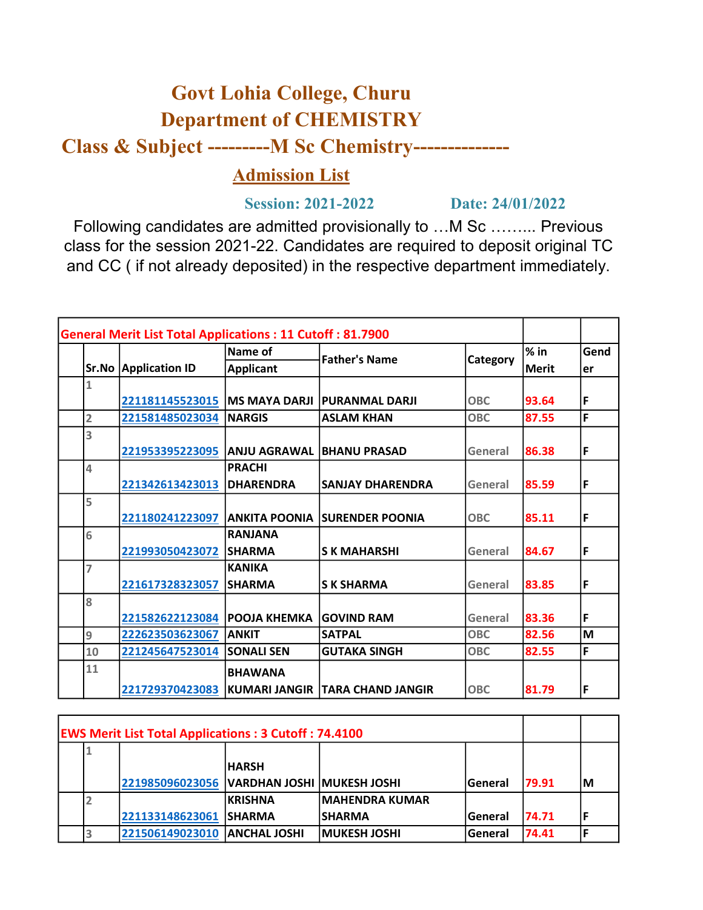# Govt Lohia College, Churu

## Department of CHEMISTRY

## Class & Subject ---------M Sc Chemistry--------------

### Admission List

**Session: 2021-2022** **Date: 24/01/2022**

Following candidates are admitted provisionally to …M Sc …….. Previous class for the session 2021-22. Candidates are required to deposit original TC and CC ( if not already deposited) in the respective department immediately.

| General Merit List Total Applications : 11 Cutoff : 81.7900 | | | | | | | |
|---|---|---|---|---|---|---|---|
| | Sr.No | Application ID | Name of Applicant | Father's Name | Category | % in Merit | Gender |
| | 1 | 221181145523015 | MS MAYA DARJI | PURANMAL DARJI | OBC | 93.64 | F |
| | 2 | 221581485023034 | NARGIS | ASLAM KHAN | OBC | 87.55 | F |
| | 3 | 221953395223095 | ANJU AGRAWAL | BHANU PRASAD | General | 86.38 | F |
| | 4 | 221342613423013 | PRACHI DHARENDRA | SANJAY DHARENDRA | General | 85.59 | F |
| | 5 | 221180241223097 | ANKITA POONIA | SURENDER POONIA | OBC | 85.11 | F |
| | 6 | 221993050423072 | RANJANA SHARMA | S K MAHARSHI | General | 84.67 | F |
| | 7 | 221617328323057 | KANIKA SHARMA | S K SHARMA | General | 83.85 | F |
| | 8 | 221582622123084 | POOJA KHEMKA | GOVIND RAM | General | 83.36 | F |
| | 9 | 222623503623067 | ANKIT | SATPAL | OBC | 82.56 | M |
| | 10 | 221245647523014 | SONALI SEN | GUTAKA SINGH | OBC | 82.55 | F |
| | 11 | 221729370423083 | BHAWANA KUMARI JANGIR | TARA CHAND JANGIR | OBC | 81.79 | F |

| EWS Merit List Total Applications : 3 Cutoff : 74.4100 | | | | | | | |
|---|---|---|---|---|---|---|---|
| | 1 | 221985096023056 | HARSH VARDHAN JOSHI | MUKESH JOSHI | General | 79.91 | M |
| | 2 | 221133148623061 | KRISHNA SHARMA | MAHENDRA KUMAR SHARMA | General | 74.71 | F |
| | 3 | 221506149023010 | ANCHAL JOSHI | MUKESH JOSHI | General | 74.41 | F |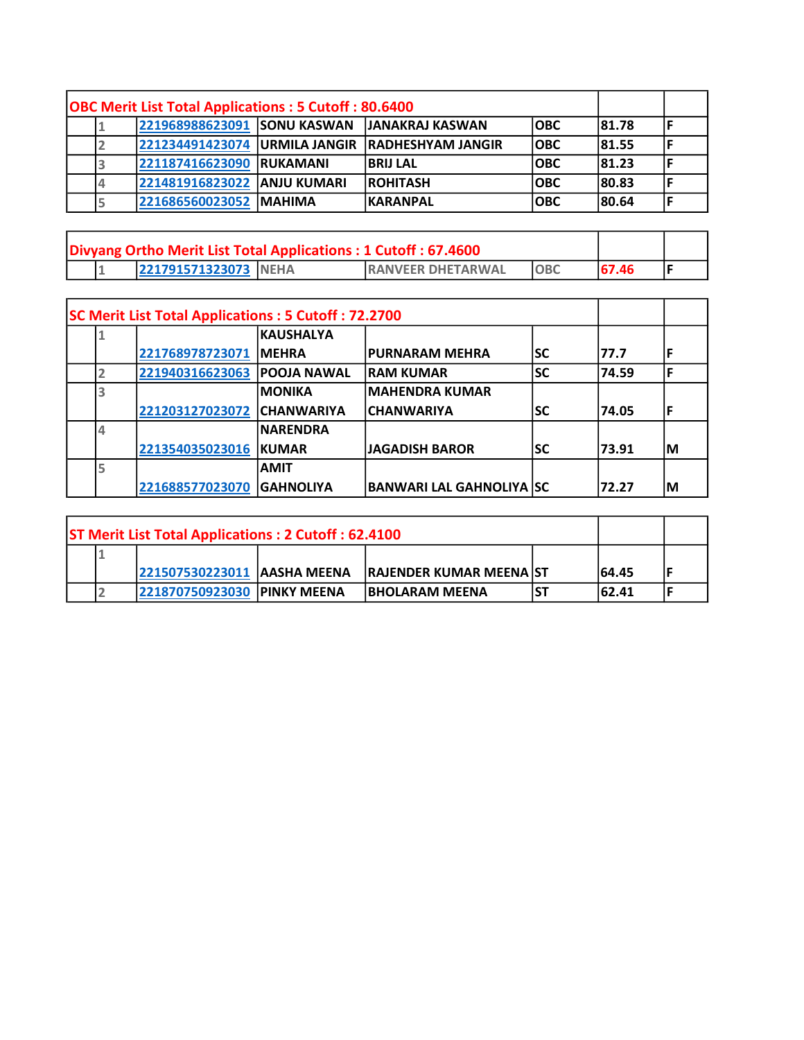| OBC Merit List Total Applications : 5 Cutoff : 80.6400 | | | | | | | |
|---|---|---|---|---|---|---|---|
| | 1 | 221968988623091 | SONU KASWAN | JANAKRAJ KASWAN | OBC | 81.78 | F |
| | 2 | 221234491423074 | URMILA JANGIR | RADHESHYAM JANGIR | OBC | 81.55 | F |
| | 3 | 221187416623090 | RUKAMANI | BRIJ LAL | OBC | 81.23 | F |
| | 4 | 221481916823022 | ANJU KUMARI | ROHITASH | OBC | 80.83 | F |
| | 5 | 221686560023052 | MAHIMA | KARANPAL | OBC | 80.64 | F |

| Divyang Ortho Merit List Total Applications : 1 Cutoff : 67.4600 | | | | | | | |
|---|---|---|---|---|---|---|---|
| | 1 | 221791571323073 | NEHA | RANVEER DHETARWAL | OBC | 67.46 | F |

| SC Merit List Total Applications : 5 Cutoff : 72.2700 | | | | | | | |
|---|---|---|---|---|---|---|---|
| | 1 | 221768978723071 | KAUSHALYA MEHRA | PURNARAM MEHRA | SC | 77.7 | F |
| | 2 | 221940316623063 | POOJA NAWAL | RAM KUMAR | SC | 74.59 | F |
| | 3 | 221203127023072 | MONIKA CHANWARIYA | MAHENDRA KUMAR CHANWARIYA | SC | 74.05 | F |
| | 4 | 221354035023016 | NARENDRA KUMAR | JAGADISH BAROR | SC | 73.91 | M |
| | 5 | 221688577023070 | AMIT GAHNOLIYA | BANWARI LAL GAHNOLIYA | SC | 72.27 | M |

| ST Merit List Total Applications : 2 Cutoff : 62.4100 | | | | | | | |
|---|---|---|---|---|---|---|---|
| | 1 | 221507530223011 | AASHA MEENA | RAJENDER KUMAR MEENA | ST | 64.45 | F |
| | 2 | 221870750923030 | PINKY MEENA | BHOLARAM MEENA | ST | 62.41 | F |